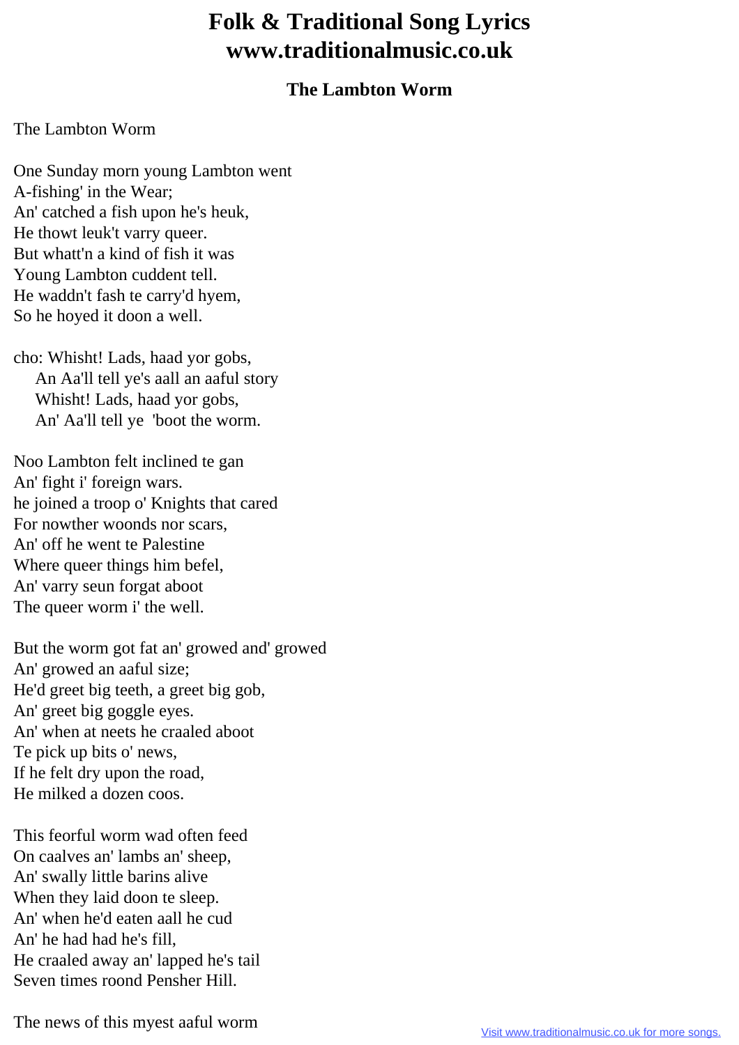# Folk & Traditional Song Lyrics
# www.traditionalmusic.co.uk

### The Lambton Worm

The Lambton Worm

One Sunday morn young Lambton went
A-fishing' in the Wear;
An' catched a fish upon he's heuk,
He thowt leuk't varry queer.
But whatt'n a kind of fish it was
Young Lambton cuddent tell.
He waddn't fash te carry'd hyem,
So he hoyed it doon a well.

cho: Whisht! Lads, haad yor gobs,
An Aa'll tell ye's aall an aaful story
Whisht! Lads, haad yor gobs,
An' Aa'll tell ye 'boot the worm.

Noo Lambton felt inclined te gan
An' fight i' foreign wars.
he joined a troop o' Knights that cared
For nowther woonds nor scars,
An' off he went te Palestine
Where queer things him befel,
An' varry seun forgat aboot
The queer worm i' the well.

But the worm got fat an' growed and' growed
An' growed an aaful size;
He'd greet big teeth, a greet big gob,
An' greet big goggle eyes.
An' when at neets he craaled aboot
Te pick up bits o' news,
If he felt dry upon the road,
He milked a dozen coos.

This feorful worm wad often feed
On caalves an' lambs an' sheep,
An' swally little barins alive
When they laid doon te sleep.
An' when he'd eaten aall he cud
An' he had had he's fill,
He craaled away an' lapped he's tail
Seven times roond Pensher Hill.

The news of this myest aaful worm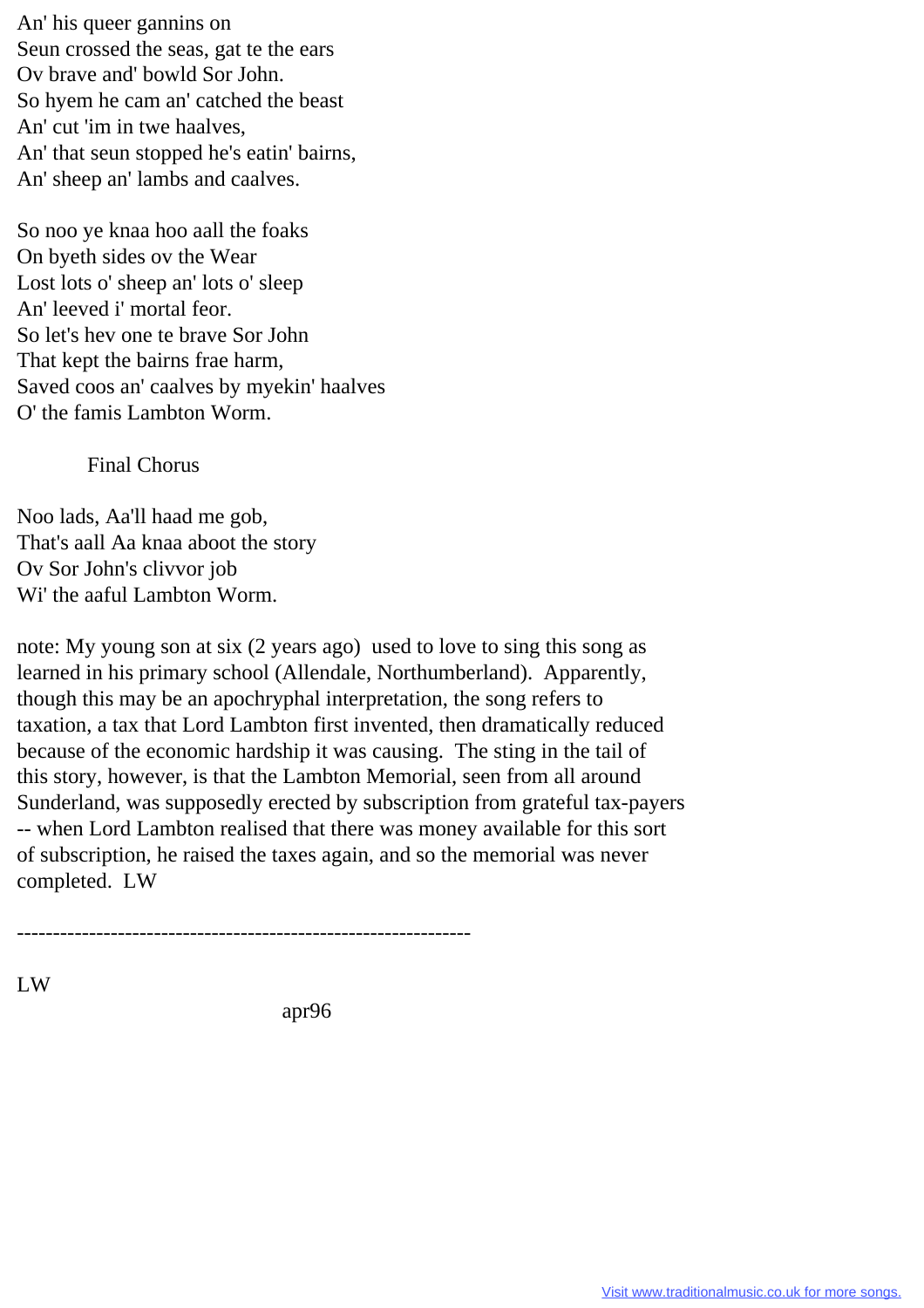An' his queer gannins on
Seun crossed the seas, gat te the ears
Ov brave and' bowld Sor John.
So hyem he cam an' catched the beast
An' cut 'im in twe haalves,
An' that seun stopped he's eatin' bairns,
An' sheep an' lambs and caalves.

So noo ye knaa hoo aall the foaks
On byeth sides ov the Wear
Lost lots o' sheep an' lots o' sleep
An' leeved i' mortal feor.
So let's hev one te brave Sor John
That kept the bairns frae harm,
Saved coos an' caalves by myekin' haalves
O' the famis Lambton Worm.

Final Chorus

Noo lads, Aa'll haad me gob,
That's aall Aa knaa aboot the story
Ov Sor John's clivvor job
Wi' the aaful Lambton Worm.

note: My young son at six (2 years ago) used to love to sing this song as learned in his primary school (Allendale, Northumberland). Apparently, though this may be an apochryphal interpretation, the song refers to taxation, a tax that Lord Lambton first invented, then dramatically reduced because of the economic hardship it was causing. The sting in the tail of this story, however, is that the Lambton Memorial, seen from all around Sunderland, was supposedly erected by subscription from grateful tax-payers -- when Lord Lambton realised that there was money available for this sort of subscription, he raised the taxes again, and so the memorial was never completed. LW

---

LW

apr96